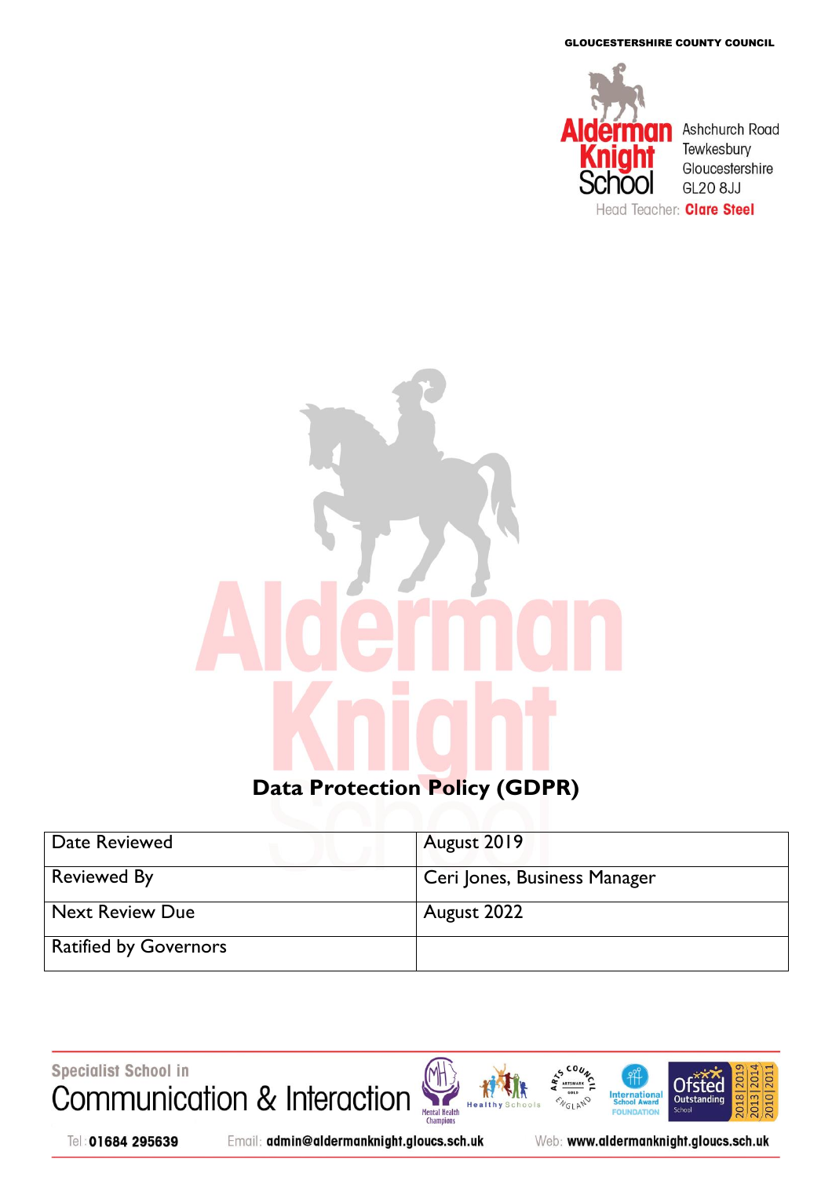GLOUCESTERSHIRE COUNTY COUNCIL

Alderman Knight School

Ashchurch Road
Tewkesbury
Gloucestershire
GL20 8JJ

Head Teacher: Clare Steel

# Data Protection Policy (GDPR)

| Date Reviewed | August 2019 |
|---|---|
| Reviewed By | Ceri Jones, Business Manager |
| Next Review Due | August 2022 |
| Ratified by Governors | |

Specialist School in
Communication & Interaction

Tel: 01684 295639 Email: admin@aldermanknight.gloucs.sch.uk Web: www.aldermanknight.gloucs.sch.uk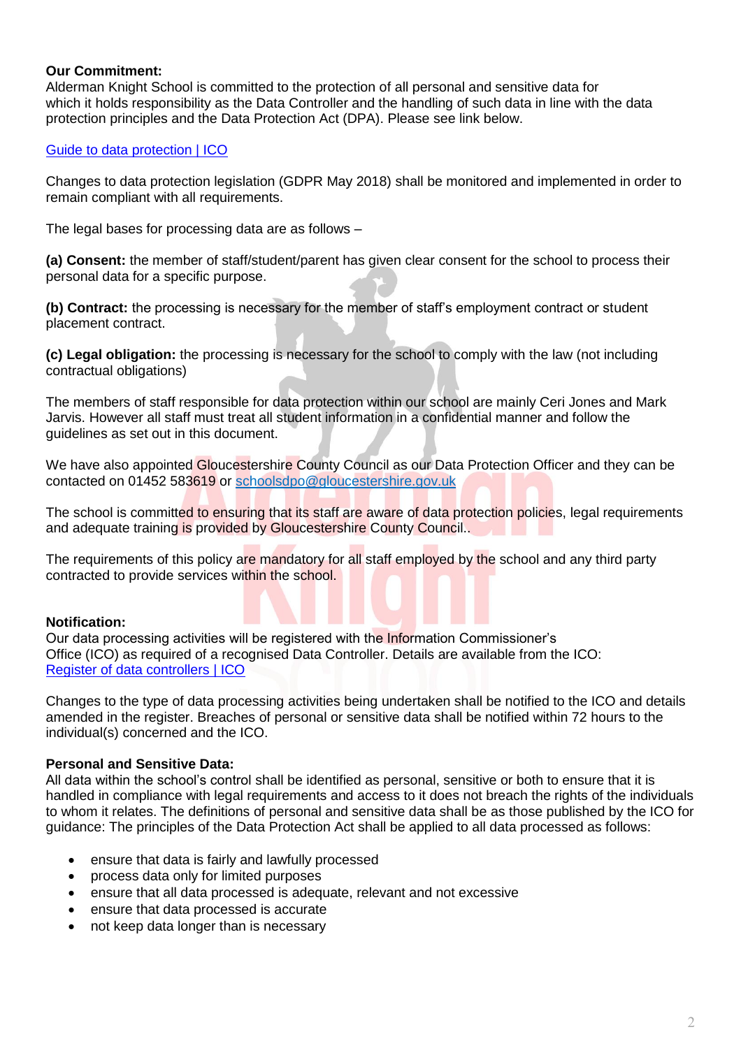**Our Commitment:**
Alderman Knight School is committed to the protection of all personal and sensitive data for which it holds responsibility as the Data Controller and the handling of such data in line with the data protection principles and the Data Protection Act (DPA). Please see link below.

[Guide to data protection | ICO](#)

Changes to data protection legislation (GDPR May 2018) shall be monitored and implemented in order to remain compliant with all requirements.

The legal bases for processing data are as follows –

**(a) Consent:** the member of staff/student/parent has given clear consent for the school to process their personal data for a specific purpose.

**(b) Contract:** the processing is necessary for the member of staff's employment contract or student placement contract.

**(c) Legal obligation:** the processing is necessary for the school to comply with the law (not including contractual obligations)

The members of staff responsible for data protection within our school are mainly Ceri Jones and Mark Jarvis. However all staff must treat all student information in a confidential manner and follow the guidelines as set out in this document.

We have also appointed Gloucestershire County Council as our Data Protection Officer and they can be contacted on 01452 583619 or schoolsdpo@gloucestershire.gov.uk

The school is committed to ensuring that its staff are aware of data protection policies, legal requirements and adequate training is provided by Gloucestershire County Council..

The requirements of this policy are mandatory for all staff employed by the school and any third party contracted to provide services within the school.

**Notification:**
Our data processing activities will be registered with the Information Commissioner's Office (ICO) as required of a recognised Data Controller. Details are available from the ICO:
[Register of data controllers | ICO](#)

Changes to the type of data processing activities being undertaken shall be notified to the ICO and details amended in the register. Breaches of personal or sensitive data shall be notified within 72 hours to the individual(s) concerned and the ICO.

**Personal and Sensitive Data:**
All data within the school's control shall be identified as personal, sensitive or both to ensure that it is handled in compliance with legal requirements and access to it does not breach the rights of the individuals to whom it relates. The definitions of personal and sensitive data shall be as those published by the ICO for guidance: The principles of the Data Protection Act shall be applied to all data processed as follows:

- ensure that data is fairly and lawfully processed
- process data only for limited purposes
- ensure that all data processed is adequate, relevant and not excessive
- ensure that data processed is accurate
- not keep data longer than is necessary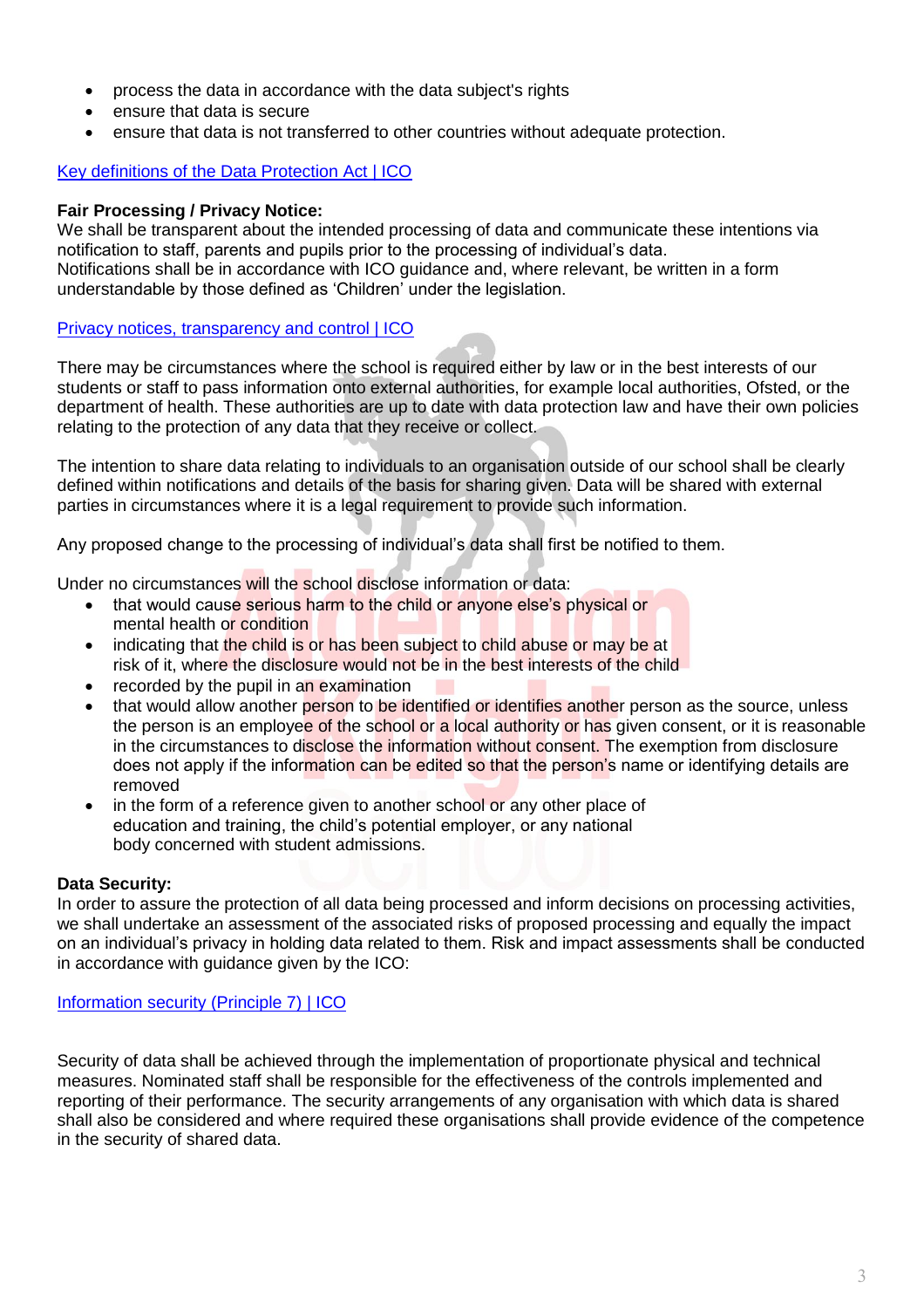- process the data in accordance with the data subject's rights
- ensure that data is secure
- ensure that data is not transferred to other countries without adequate protection.

Key definitions of the Data Protection Act | ICO

**Fair Processing / Privacy Notice:**
We shall be transparent about the intended processing of data and communicate these intentions via notification to staff, parents and pupils prior to the processing of individual's data.
Notifications shall be in accordance with ICO guidance and, where relevant, be written in a form understandable by those defined as 'Children' under the legislation.

Privacy notices, transparency and control | ICO

There may be circumstances where the school is required either by law or in the best interests of our students or staff to pass information onto external authorities, for example local authorities, Ofsted, or the department of health. These authorities are up to date with data protection law and have their own policies relating to the protection of any data that they receive or collect.

The intention to share data relating to individuals to an organisation outside of our school shall be clearly defined within notifications and details of the basis for sharing given. Data will be shared with external parties in circumstances where it is a legal requirement to provide such information.

Any proposed change to the processing of individual's data shall first be notified to them.

Under no circumstances will the school disclose information or data:

- that would cause serious harm to the child or anyone else's physical or mental health or condition
- indicating that the child is or has been subject to child abuse or may be at risk of it, where the disclosure would not be in the best interests of the child
- recorded by the pupil in an examination
- that would allow another person to be identified or identifies another person as the source, unless the person is an employee of the school or a local authority or has given consent, or it is reasonable in the circumstances to disclose the information without consent. The exemption from disclosure does not apply if the information can be edited so that the person's name or identifying details are removed
- in the form of a reference given to another school or any other place of education and training, the child's potential employer, or any national body concerned with student admissions.

**Data Security:**
In order to assure the protection of all data being processed and inform decisions on processing activities, we shall undertake an assessment of the associated risks of proposed processing and equally the impact on an individual's privacy in holding data related to them. Risk and impact assessments shall be conducted in accordance with guidance given by the ICO:

Information security (Principle 7) | ICO

Security of data shall be achieved through the implementation of proportionate physical and technical measures. Nominated staff shall be responsible for the effectiveness of the controls implemented and reporting of their performance. The security arrangements of any organisation with which data is shared shall also be considered and where required these organisations shall provide evidence of the competence in the security of shared data.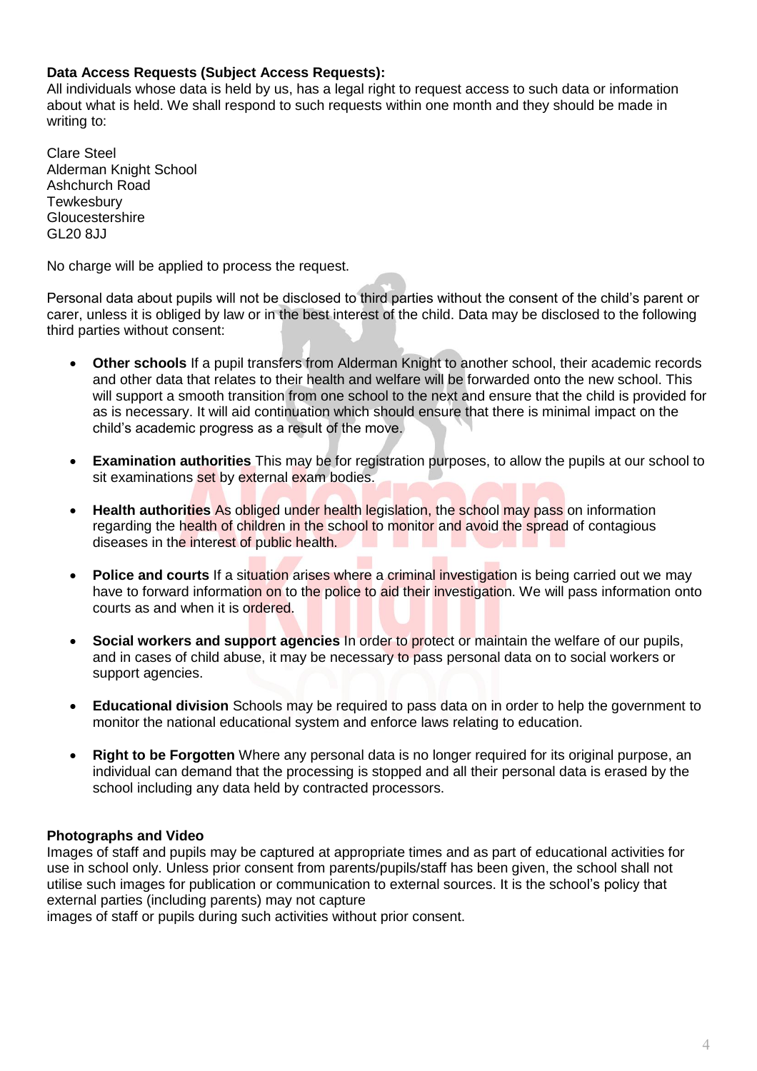**Data Access Requests (Subject Access Requests):**

All individuals whose data is held by us, has a legal right to request access to such data or information about what is held. We shall respond to such requests within one month and they should be made in writing to:

Clare Steel
Alderman Knight School
Ashchurch Road
Tewkesbury
Gloucestershire
GL20 8JJ

No charge will be applied to process the request.

Personal data about pupils will not be disclosed to third parties without the consent of the child's parent or carer, unless it is obliged by law or in the best interest of the child. Data may be disclosed to the following third parties without consent:

- **Other schools** If a pupil transfers from Alderman Knight to another school, their academic records and other data that relates to their health and welfare will be forwarded onto the new school. This will support a smooth transition from one school to the next and ensure that the child is provided for as is necessary. It will aid continuation which should ensure that there is minimal impact on the child's academic progress as a result of the move.

- **Examination authorities** This may be for registration purposes, to allow the pupils at our school to sit examinations set by external exam bodies.

- **Health authorities** As obliged under health legislation, the school may pass on information regarding the health of children in the school to monitor and avoid the spread of contagious diseases in the interest of public health.

- **Police and courts** If a situation arises where a criminal investigation is being carried out we may have to forward information on to the police to aid their investigation. We will pass information onto courts as and when it is ordered.

- **Social workers and support agencies** In order to protect or maintain the welfare of our pupils, and in cases of child abuse, it may be necessary to pass personal data on to social workers or support agencies.

- **Educational division** Schools may be required to pass data on in order to help the government to monitor the national educational system and enforce laws relating to education.

- **Right to be Forgotten** Where any personal data is no longer required for its original purpose, an individual can demand that the processing is stopped and all their personal data is erased by the school including any data held by contracted processors.

**Photographs and Video**

Images of staff and pupils may be captured at appropriate times and as part of educational activities for use in school only. Unless prior consent from parents/pupils/staff has been given, the school shall not utilise such images for publication or communication to external sources. It is the school's policy that external parties (including parents) may not capture images of staff or pupils during such activities without prior consent.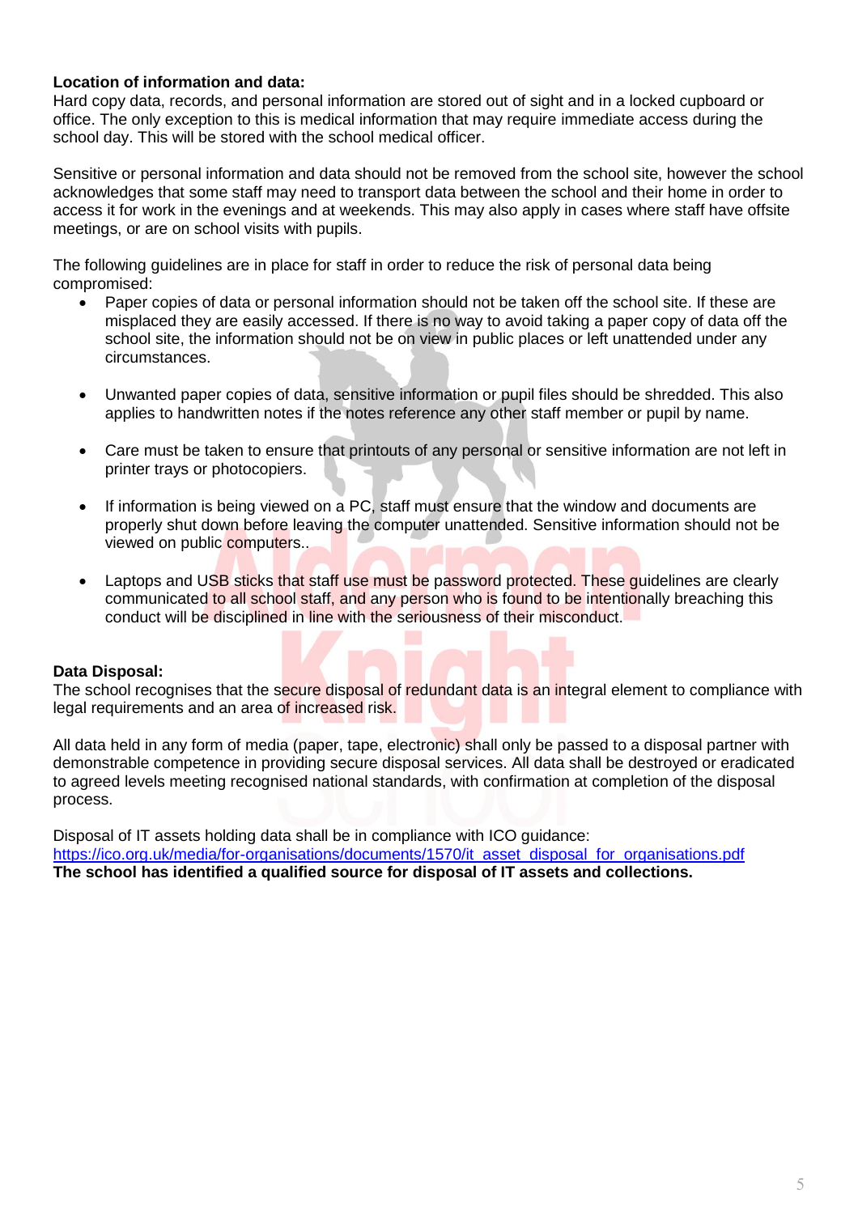**Location of information and data:**
Hard copy data, records, and personal information are stored out of sight and in a locked cupboard or office. The only exception to this is medical information that may require immediate access during the school day. This will be stored with the school medical officer.

Sensitive or personal information and data should not be removed from the school site, however the school acknowledges that some staff may need to transport data between the school and their home in order to access it for work in the evenings and at weekends. This may also apply in cases where staff have offsite meetings, or are on school visits with pupils.

The following guidelines are in place for staff in order to reduce the risk of personal data being compromised:

- Paper copies of data or personal information should not be taken off the school site. If these are misplaced they are easily accessed. If there is no way to avoid taking a paper copy of data off the school site, the information should not be on view in public places or left unattended under any circumstances.

- Unwanted paper copies of data, sensitive information or pupil files should be shredded. This also applies to handwritten notes if the notes reference any other staff member or pupil by name.

- Care must be taken to ensure that printouts of any personal or sensitive information are not left in printer trays or photocopiers.

- If information is being viewed on a PC, staff must ensure that the window and documents are properly shut down before leaving the computer unattended. Sensitive information should not be viewed on public computers..

- Laptops and USB sticks that staff use must be password protected. These guidelines are clearly communicated to all school staff, and any person who is found to be intentionally breaching this conduct will be disciplined in line with the seriousness of their misconduct.

**Data Disposal:**
The school recognises that the secure disposal of redundant data is an integral element to compliance with legal requirements and an area of increased risk.

All data held in any form of media (paper, tape, electronic) shall only be passed to a disposal partner with demonstrable competence in providing secure disposal services. All data shall be destroyed or eradicated to agreed levels meeting recognised national standards, with confirmation at completion of the disposal process.

Disposal of IT assets holding data shall be in compliance with ICO guidance:
https://ico.org.uk/media/for-organisations/documents/1570/it_asset_disposal_for_organisations.pdf
**The school has identified a qualified source for disposal of IT assets and collections.**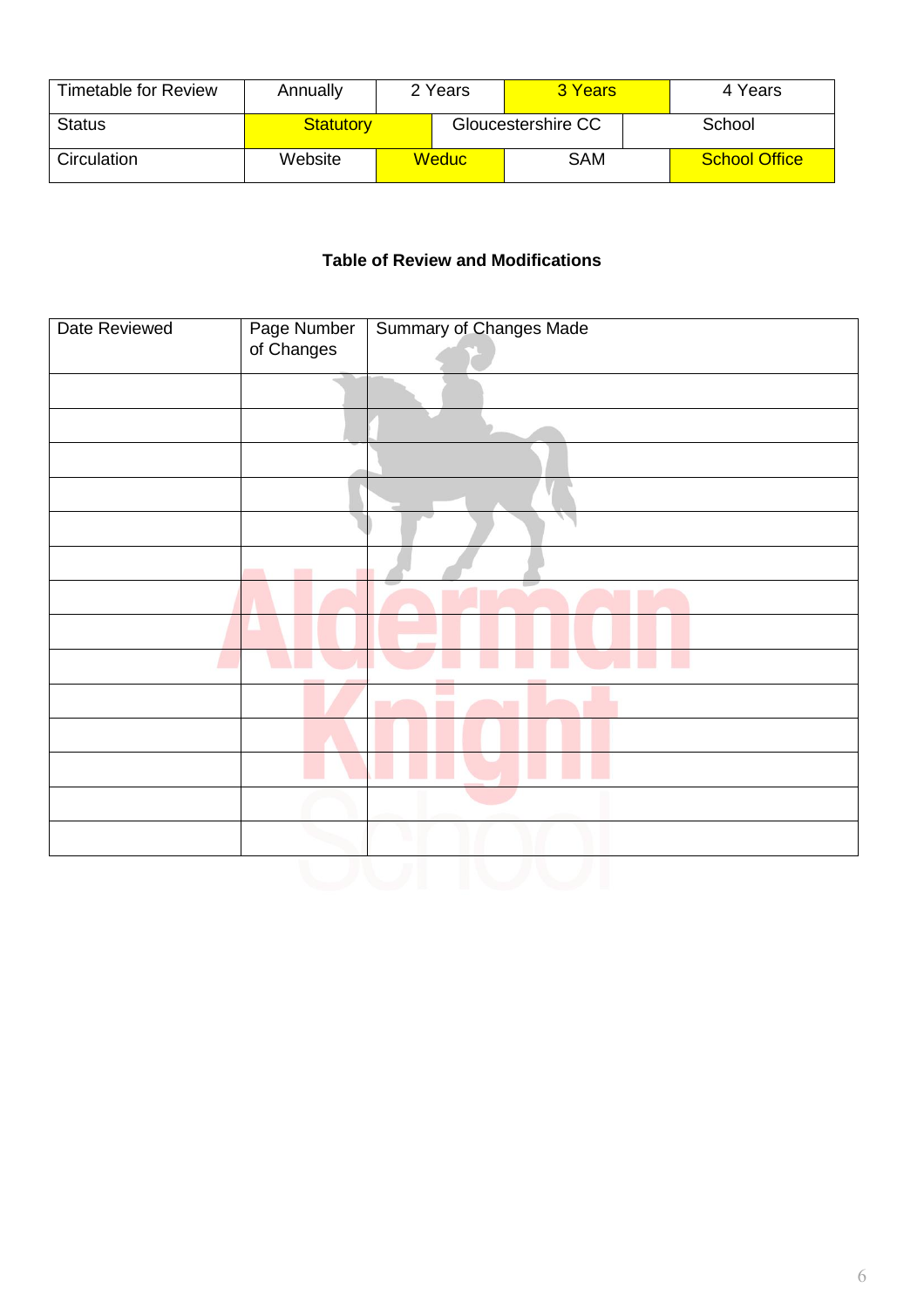| | | | | |
|---|---|---|---|---|
| Timetable for Review | Annually | 2 Years | 3 Years | 4 Years |
| Status | Statutory | | Gloucestershire CC | School |
| Circulation | Website | Weduc | SAM | School Office |

**Table of Review and Modifications**

| Date Reviewed | Page Number of Changes | Summary of Changes Made |
|---|---|---|
| | | |
| | | |
| | | |
| | | |
| | | |
| | | |
| | | |
| | | |
| | | |
| | | |
| | | |
| | | |
| | | |
| | | |